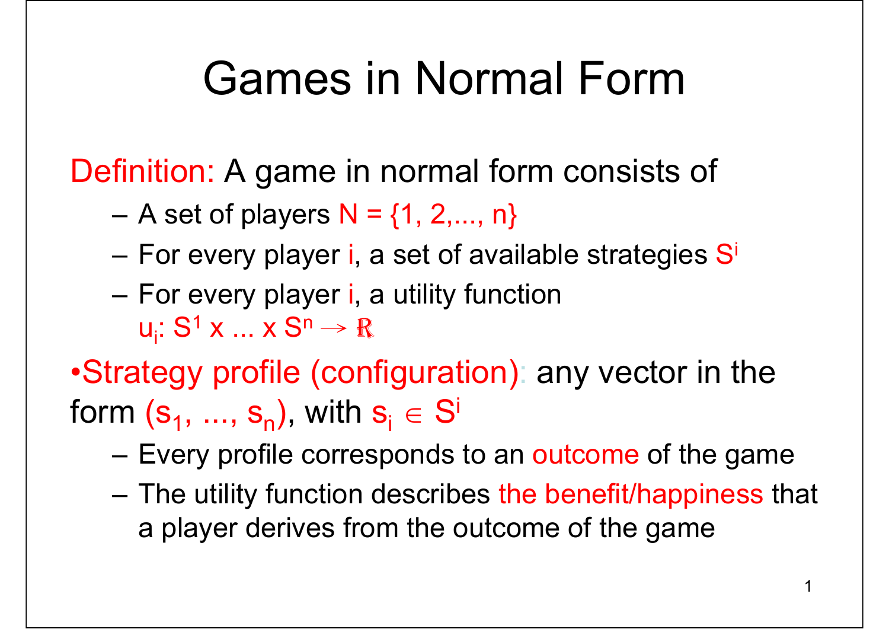# Games in Normal Form

Definition: A game in normal form consists of

- A set of players $N = \{1, 2, ..., n\}$
- For every player $i$, a set of available strategies $S^i$
- For every player $i$, a utility function $u_i: S^1 \times ... \times S^n \rightarrow \mathbb{R}$

- Strategy profile (configuration): any vector in the form $(s_1, ..., s_n)$, with $s_i \in S^i$
  - Every profile corresponds to an outcome of the game
  - The utility function describes the benefit/happiness that a player derives from the outcome of the game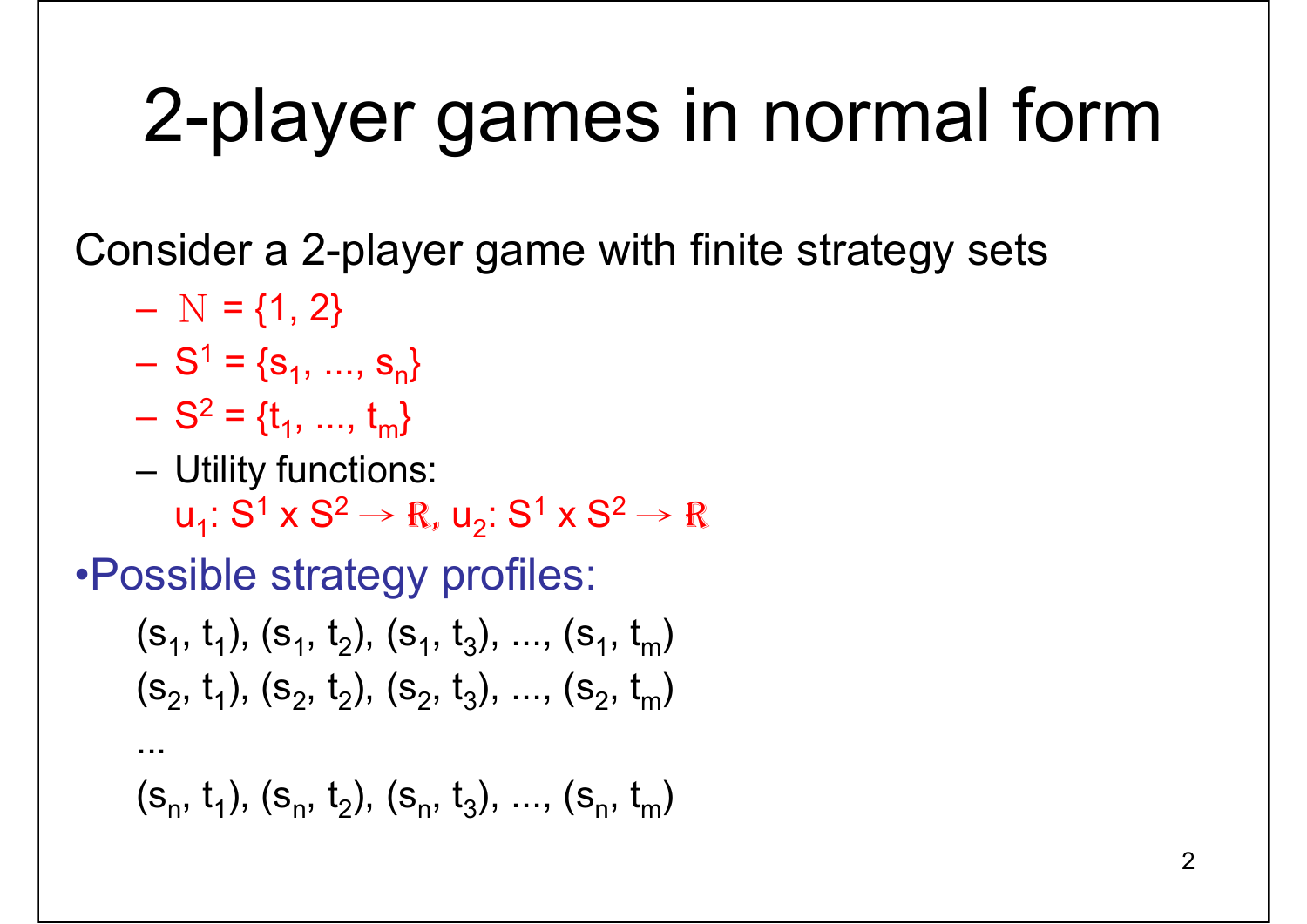# 2-player games in normal form

Consider a 2-player game with finite strategy sets

- $\mathbb{N} = \{1, 2\}$
- $S^1 = \{s_1, ..., s_n\}$
- $S^2 = \{t_1, ..., t_m\}$
- Utility functions:
  $u_1: S^1 \times S^2 \rightarrow \mathbb{R}$, $u_2: S^1 \times S^2 \rightarrow \mathbb{R}$

- Possible strategy profiles:

  $(s_1, t_1), (s_1, t_2), (s_1, t_3), ..., (s_1, t_m)$

  $(s_2, t_1), (s_2, t_2), (s_2, t_3), ..., (s_2, t_m)$

  ...

  $(s_n, t_1), (s_n, t_2), (s_n, t_3), ..., (s_n, t_m)$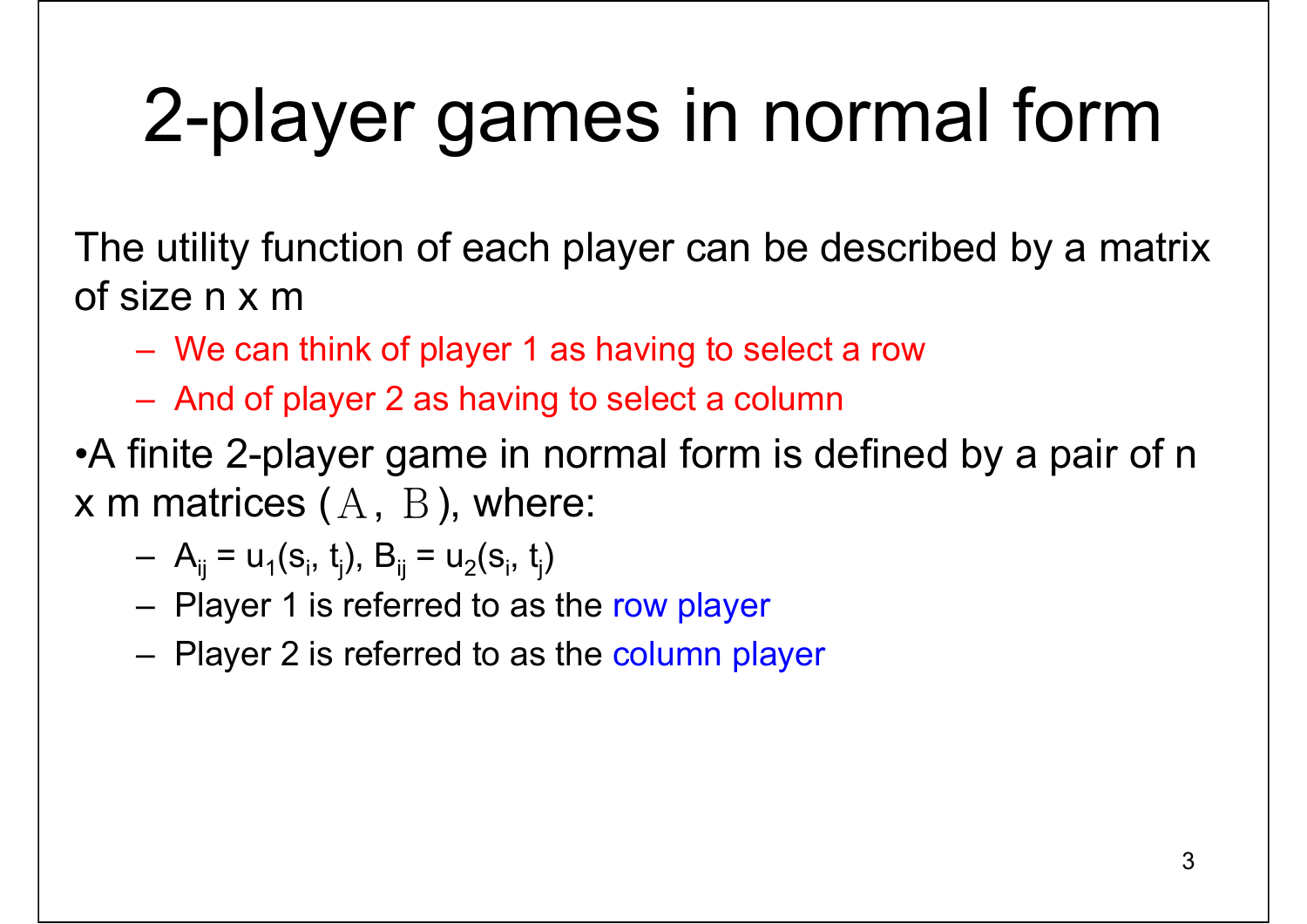# 2-player games in normal form

The utility function of each player can be described by a matrix of size n x m

- We can think of player 1 as having to select a row
- And of player 2 as having to select a column

•A finite 2-player game in normal form is defined by a pair of n x m matrices ($A$, $B$), where:

- $A_{ij} = u_1(s_i, t_j)$, $B_{ij} = u_2(s_i, t_j)$
- Player 1 is referred to as the row player
- Player 2 is referred to as the column player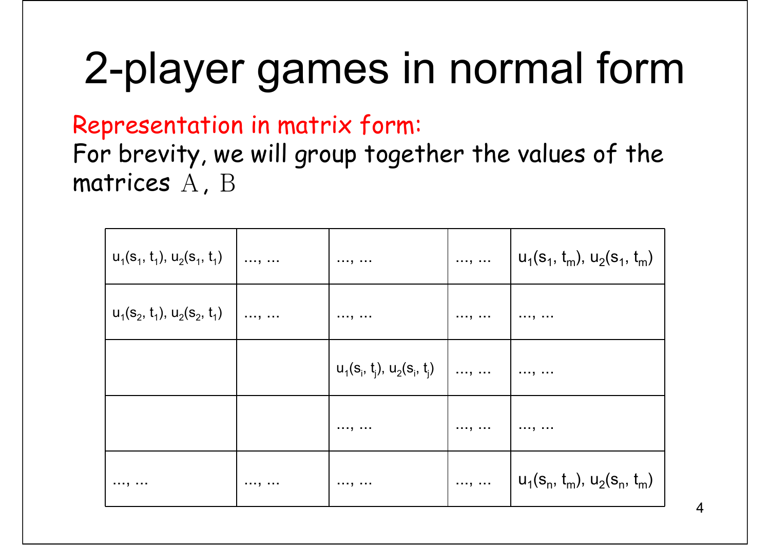# 2-player games in normal form

Representation in matrix form:

For brevity, we will group together the values of the matrices $A$, $B$

| | | | | |
|---|---|---|---|---|
| $u_1(s_1, t_1), u_2(s_1, t_1)$ | ..., ... | ..., ... | ..., ... | $u_1(s_1, t_m), u_2(s_1, t_m)$ |
| $u_1(s_2, t_1), u_2(s_2, t_1)$ | ..., ... | ..., ... | ..., ... | ..., ... |
| | | $u_1(s_i, t_j), u_2(s_i, t_j)$ | ..., ... | ..., ... |
| | | ..., ... | ..., ... | ..., ... |
| ..., ... | ..., ... | ..., ... | ..., ... | $u_1(s_n, t_m), u_2(s_n, t_m)$ |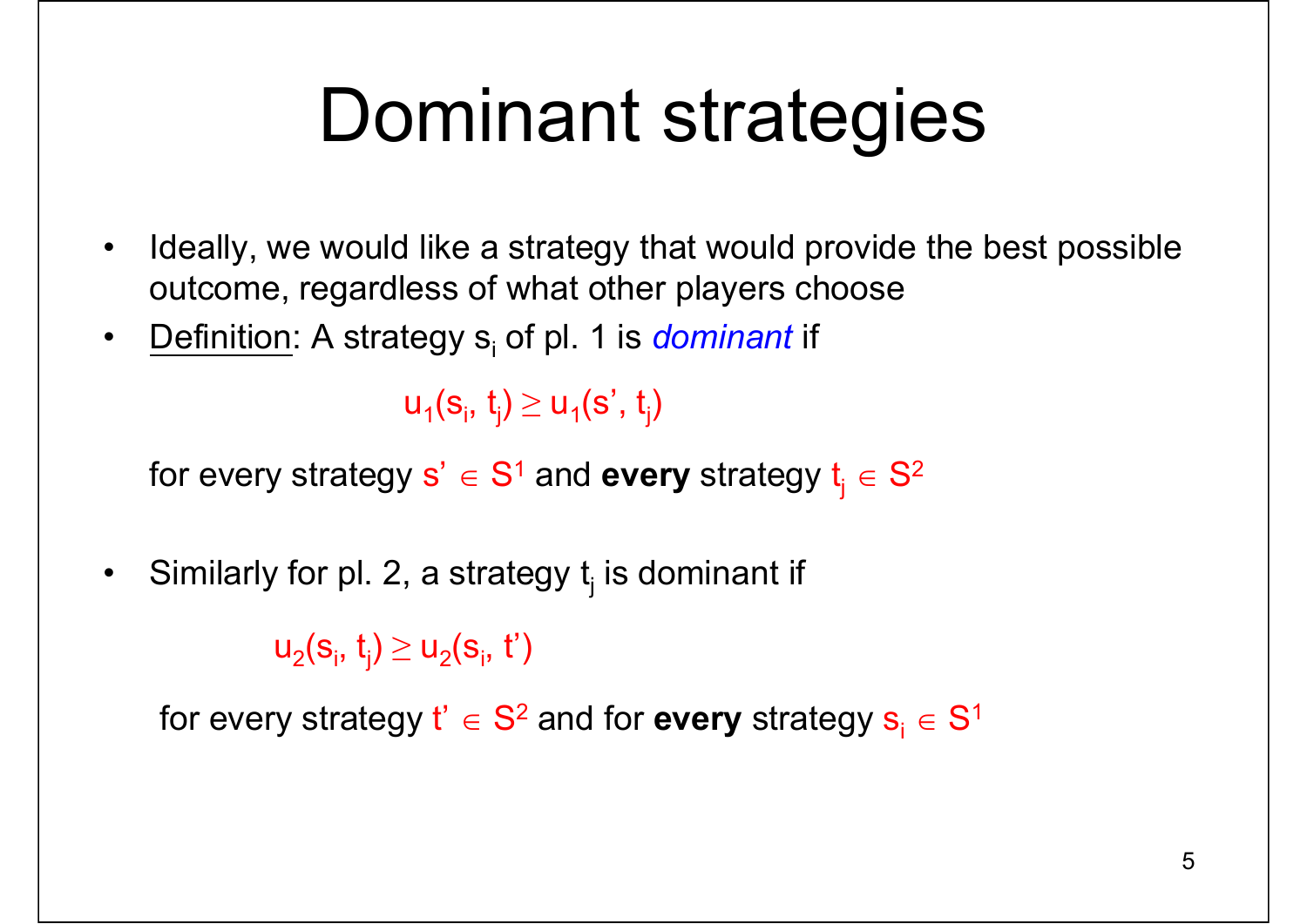# Dominant strategies

- Ideally, we would like a strategy that would provide the best possible outcome, regardless of what other players choose
- Definition: A strategy $s_i$ of pl. 1 is *dominant* if

$$u_1(s_i, t_j) \geq u_1(s', t_j)$$

for every strategy $s' \in S^1$ and **every** strategy $t_j \in S^2$

- Similarly for pl. 2, a strategy $t_j$ is dominant if

$$u_2(s_i, t_j) \geq u_2(s_i, t')$$

for every strategy $t' \in S^2$ and for **every** strategy $s_i \in S^1$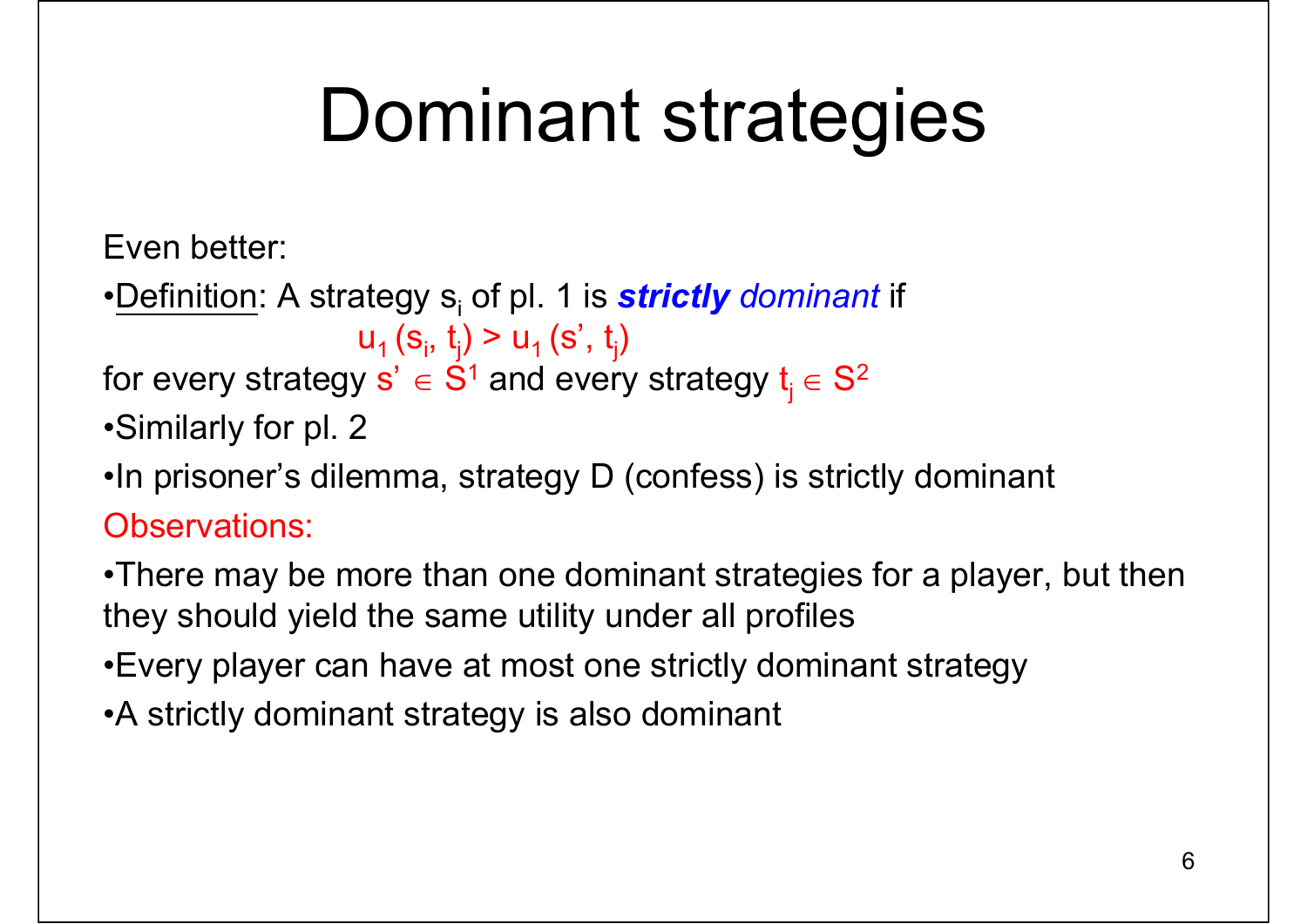# Dominant strategies

Even better:

- Definition: A strategy $s_i$ of pl. 1 is ***strictly*** *dominant* if

$$u_1(s_i, t_j) > u_1(s', t_j)$$

for every strategy $s' \in S^1$ and every strategy $t_j \in S^2$

- Similarly for pl. 2
- In prisoner's dilemma, strategy D (confess) is strictly dominant

Observations:

- There may be more than one dominant strategies for a player, but then they should yield the same utility under all profiles
- Every player can have at most one strictly dominant strategy
- A strictly dominant strategy is also dominant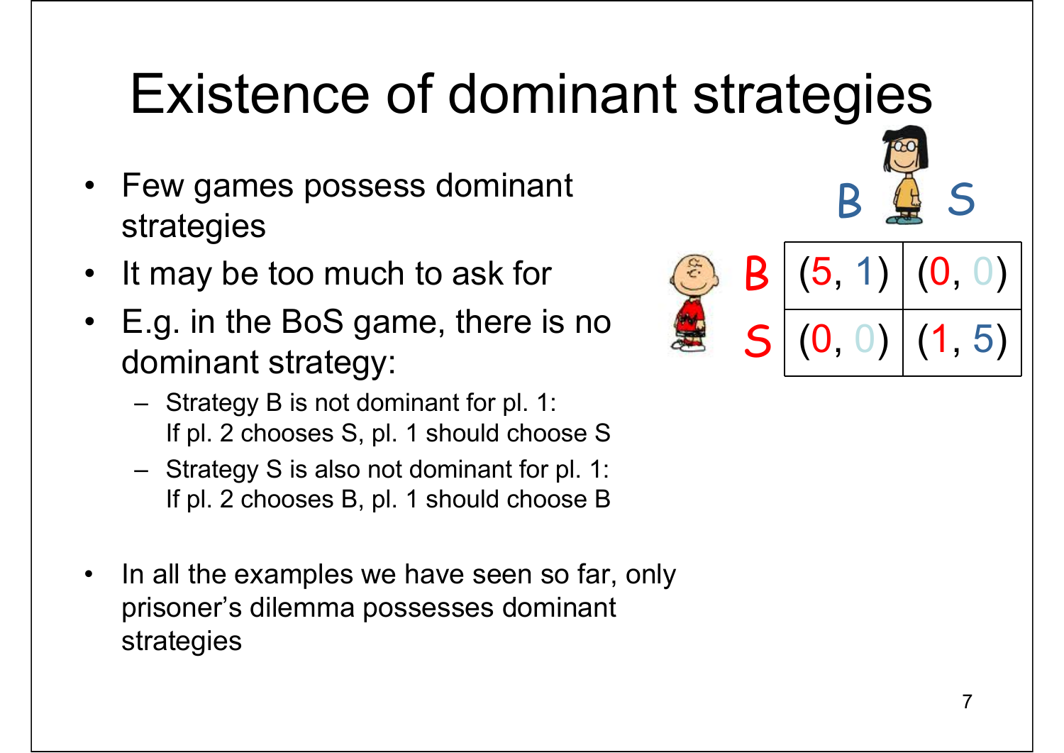# Existence of dominant strategies

- Few games possess dominant strategies
- It may be too much to ask for
- E.g. in the BoS game, there is no dominant strategy:
  - Strategy B is not dominant for pl. 1: If pl. 2 chooses S, pl. 1 should choose S
  - Strategy S is also not dominant for pl. 1: If pl. 2 chooses B, pl. 1 should choose B

| | B | S |
|---|---|---|
| **B** | (5, 1) | (0, 0) |
| **S** | (0, 0) | (1, 5) |

- In all the examples we have seen so far, only prisoner's dilemma possesses dominant strategies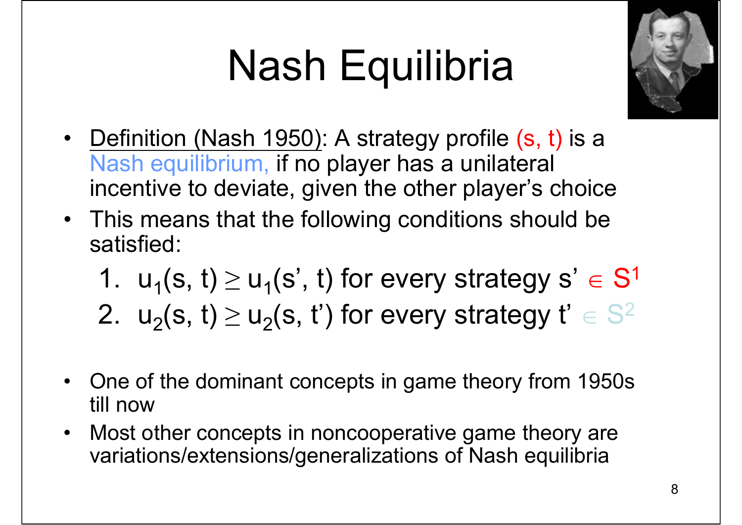# Nash Equilibria

- Definition (Nash 1950): A strategy profile (s, t) is a Nash equilibrium, if no player has a unilateral incentive to deviate, given the other player's choice
- This means that the following conditions should be satisfied:
  1. $u_1(s, t) \geq u_1(s', t)$ for every strategy $s' \in S^1$
  2. $u_2(s, t) \geq u_2(s, t')$ for every strategy $t' \in S^2$
- One of the dominant concepts in game theory from 1950s till now
- Most other concepts in noncooperative game theory are variations/extensions/generalizations of Nash equilibria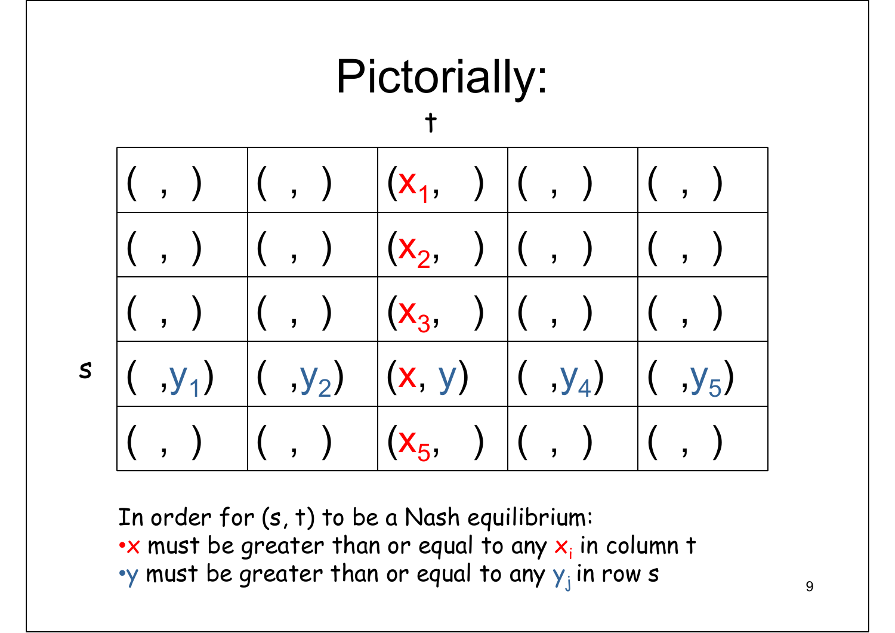# Pictorially:

| | | t | | | |
|---|---|---|---|---|---|
| | ( , ) | ( , ) | ($x_1$, ) | ( , ) | ( , ) |
| | ( , ) | ( , ) | ($x_2$, ) | ( , ) | ( , ) |
| | ( , ) | ( , ) | ($x_3$, ) | ( , ) | ( , ) |
| s | ( ,$y_1$) | ( ,$y_2$) | ($x$, $y$) | ( ,$y_4$) | ( ,$y_5$) |
| | ( , ) | ( , ) | ($x_5$, ) | ( , ) | ( , ) |

In order for (s, t) to be a Nash equilibrium:

- $x$ must be greater than or equal to any $x_i$ in column t
- $y$ must be greater than or equal to any $y_j$ in row s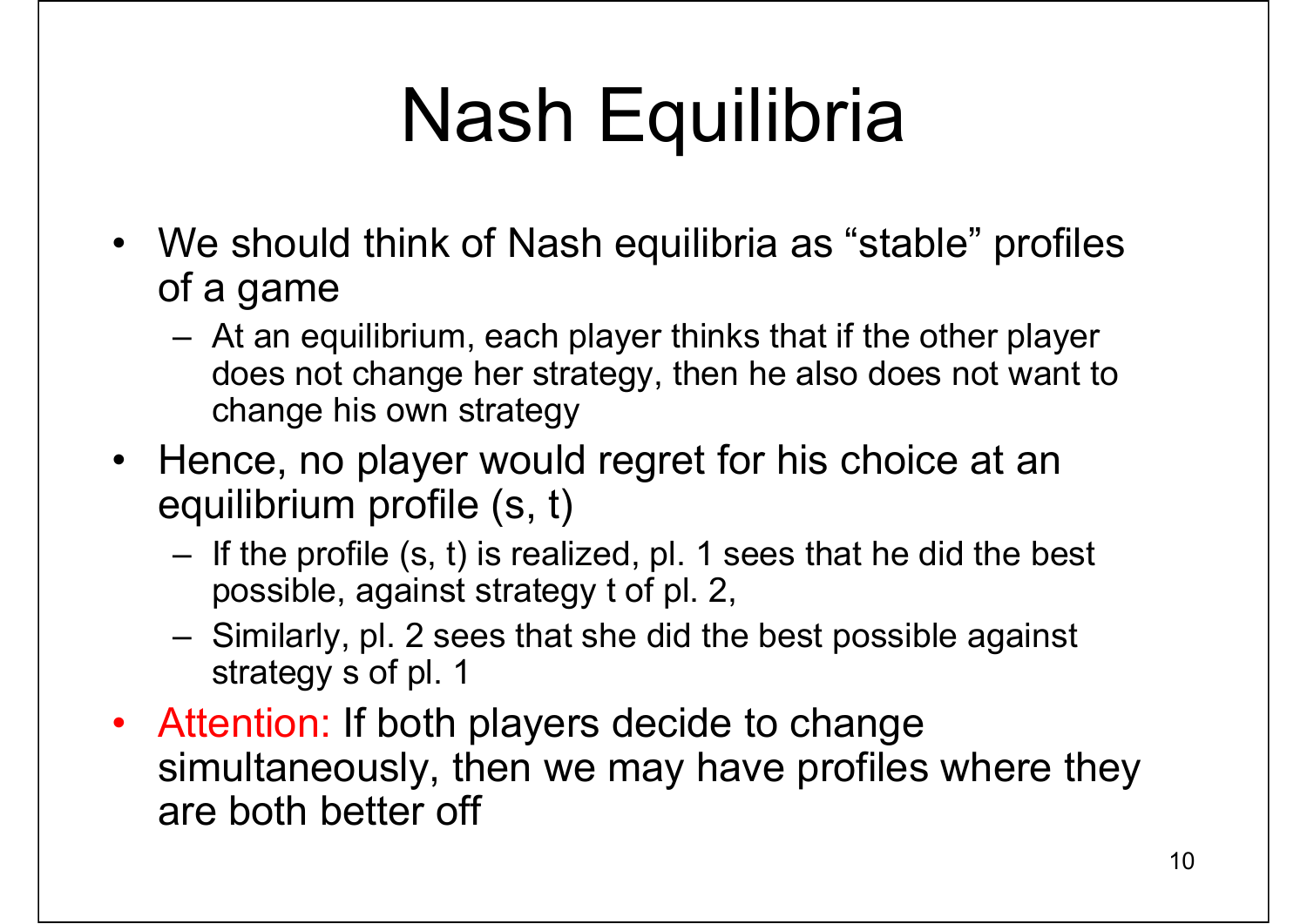# Nash Equilibria

- We should think of Nash equilibria as "stable" profiles of a game
  - At an equilibrium, each player thinks that if the other player does not change her strategy, then he also does not want to change his own strategy
- Hence, no player would regret for his choice at an equilibrium profile (s, t)
  - If the profile (s, t) is realized, pl. 1 sees that he did the best possible, against strategy t of pl. 2,
  - Similarly, pl. 2 sees that she did the best possible against strategy s of pl. 1
- Attention: If both players decide to change simultaneously, then we may have profiles where they are both better off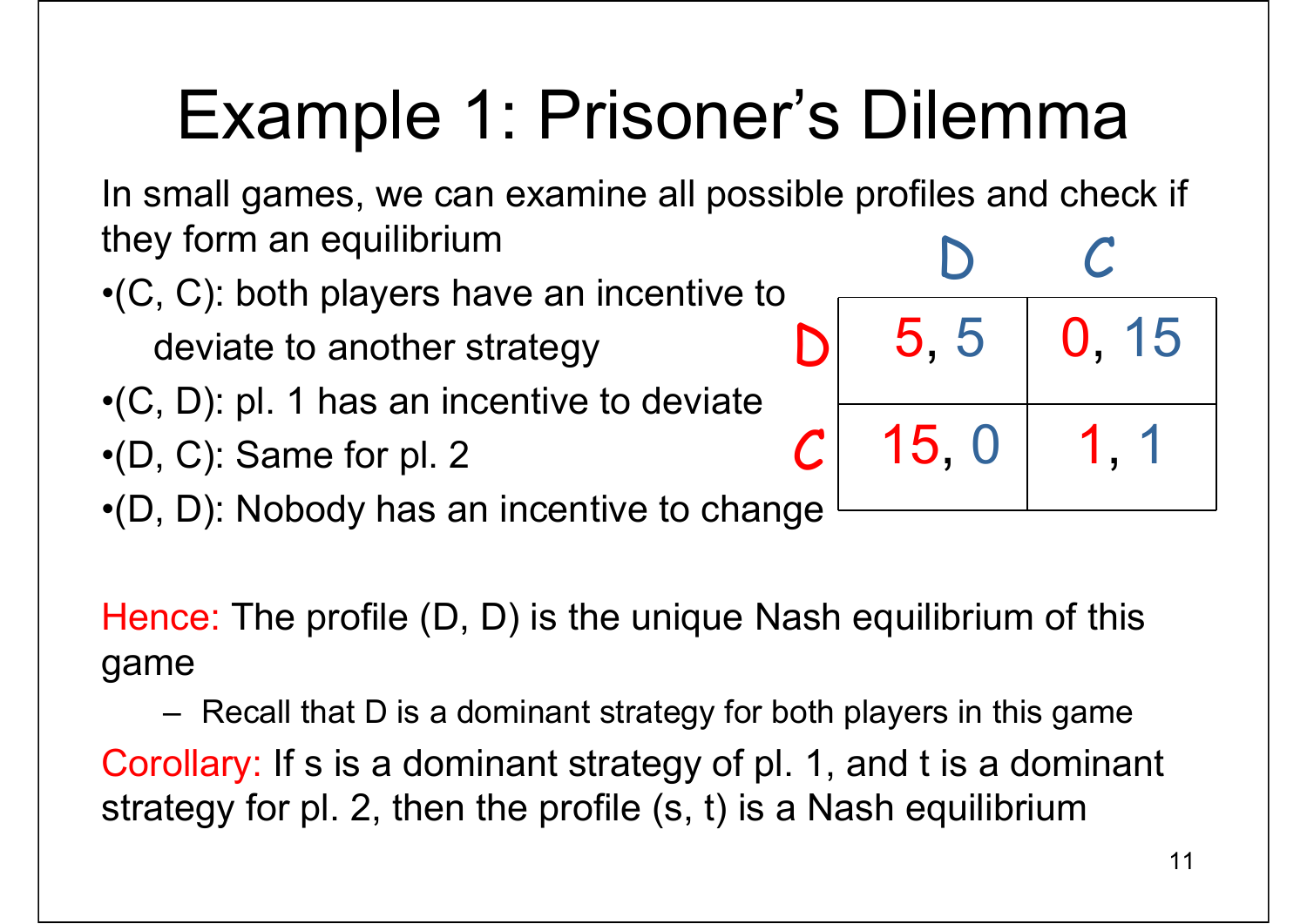# Example 1: Prisoner's Dilemma

In small games, we can examine all possible profiles and check if they form an equilibrium

- (C, C): both players have an incentive to deviate to another strategy
- (C, D): pl. 1 has an incentive to deviate
- (D, C): Same for pl. 2
- (D, D): Nobody has an incentive to change

| | D | C |
|---|---|---|
| D | 5, 5 | 0, 15 |
| C | 15, 0 | 1, 1 |

Hence: The profile (D, D) is the unique Nash equilibrium of this game

- Recall that D is a dominant strategy for both players in this game

Corollary: If s is a dominant strategy of pl. 1, and t is a dominant strategy for pl. 2, then the profile (s, t) is a Nash equilibrium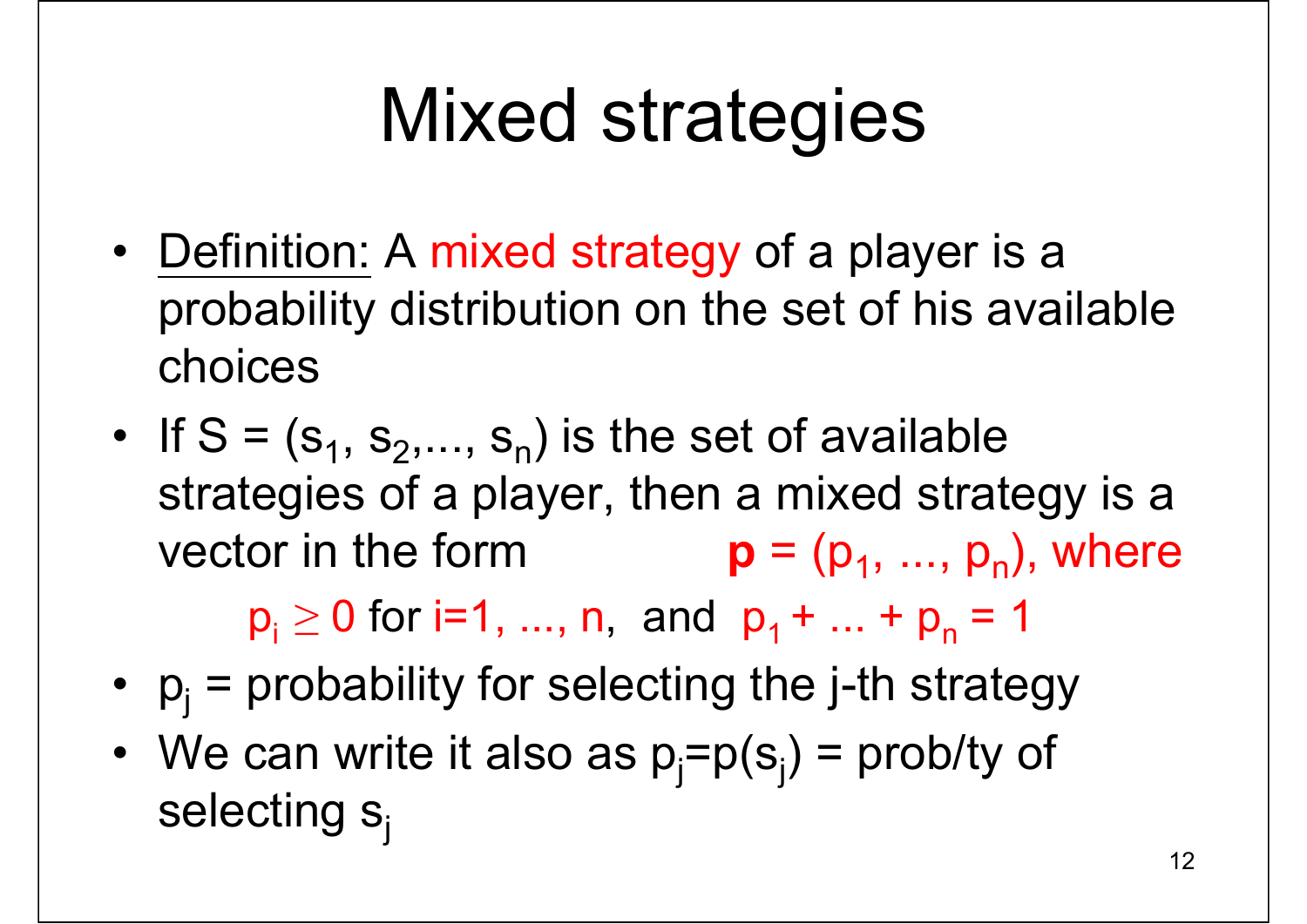# Mixed strategies

- Definition: A mixed strategy of a player is a probability distribution on the set of his available choices
- If $S = (s_1, s_2, \ldots, s_n)$ is the set of available strategies of a player, then a mixed strategy is a vector in the form $\mathbf{p} = (p_1, \ldots, p_n)$, where

  $p_i \geq 0$ for $i=1, \ldots, n$, and $p_1 + \ldots + p_n = 1$
- $p_j$ = probability for selecting the j-th strategy
- We can write it also as $p_j = p(s_j)$ = prob/ty of selecting $s_j$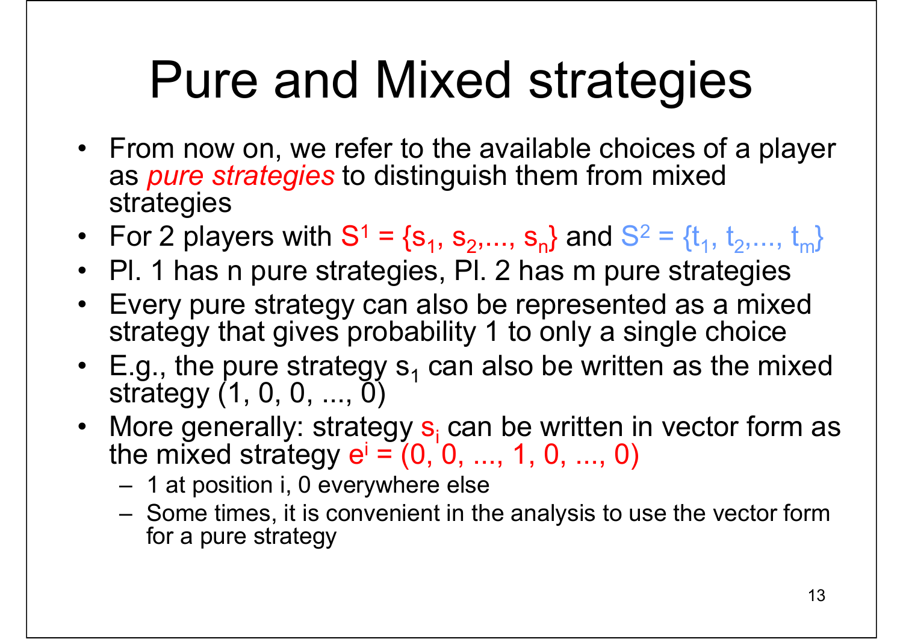# Pure and Mixed strategies

- From now on, we refer to the available choices of a player as *pure strategies* to distinguish them from mixed strategies
- For 2 players with $S^1 = \{s_1, s_2, ..., s_n\}$ and $S^2 = \{t_1, t_2, ..., t_m\}$
- Pl. 1 has n pure strategies, Pl. 2 has m pure strategies
- Every pure strategy can also be represented as a mixed strategy that gives probability 1 to only a single choice
- E.g., the pure strategy $s_1$ can also be written as the mixed strategy (1, 0, 0, ..., 0)
- More generally: strategy $s_i$ can be written in vector form as the mixed strategy $e^i = (0, 0, ..., 1, 0, ..., 0)$
  - 1 at position i, 0 everywhere else
  - Some times, it is convenient in the analysis to use the vector form for a pure strategy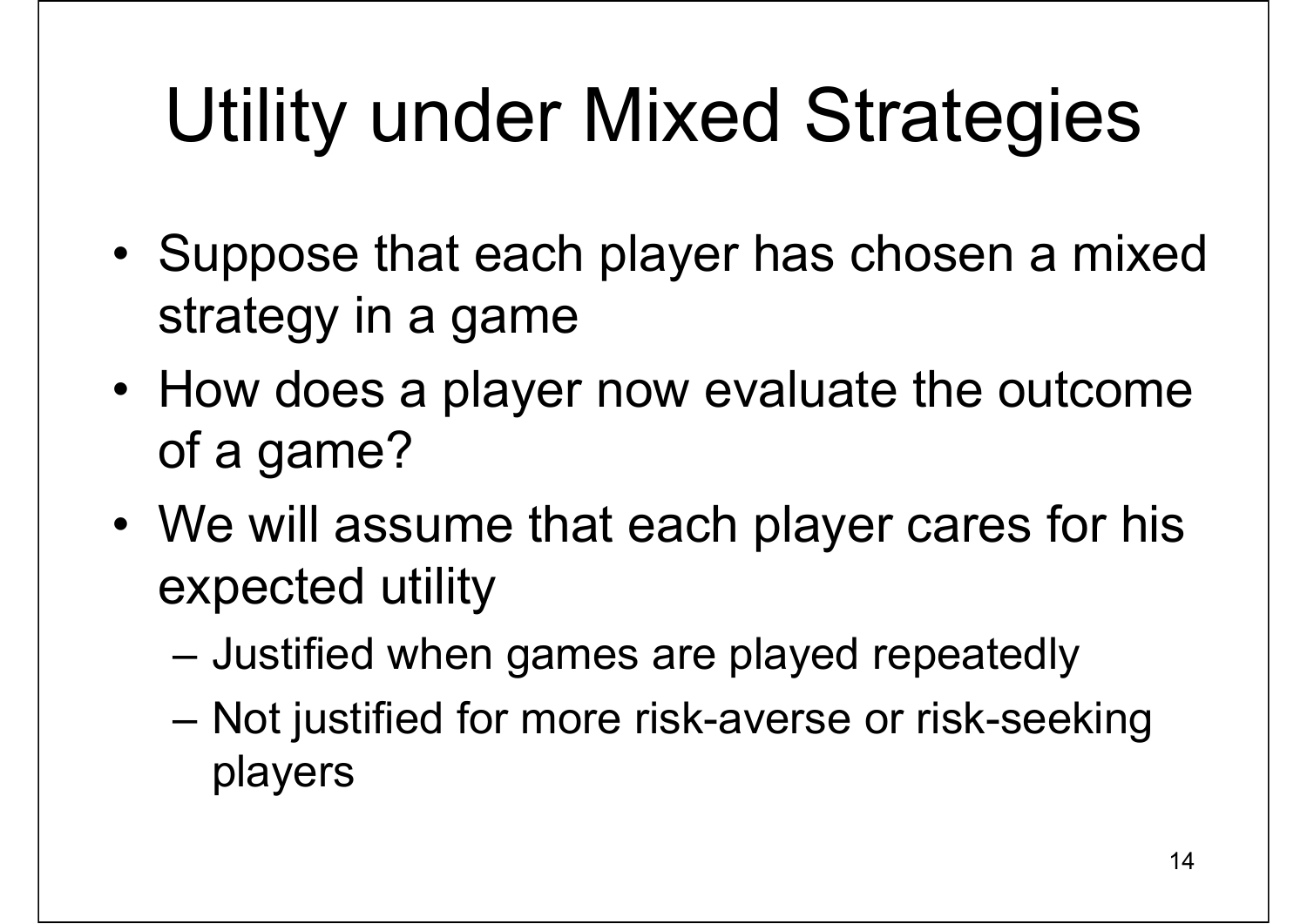# Utility under Mixed Strategies

- Suppose that each player has chosen a mixed strategy in a game
- How does a player now evaluate the outcome of a game?
- We will assume that each player cares for his expected utility
  - Justified when games are played repeatedly
  - Not justified for more risk-averse or risk-seeking players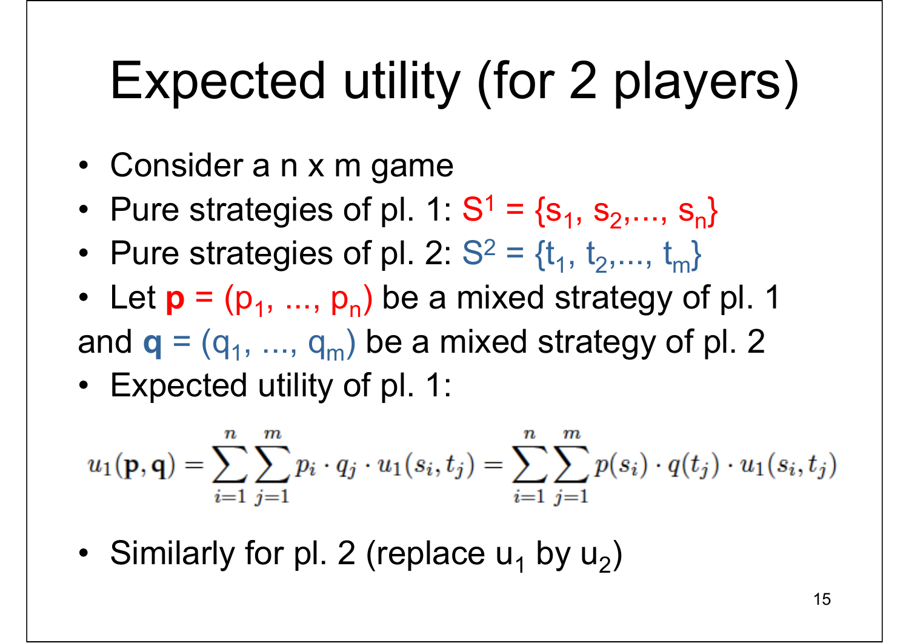# Expected utility (for 2 players)

- Consider a n x m game
- Pure strategies of pl. 1: $S^1 = \{s_1, s_2, \ldots, s_n\}$
- Pure strategies of pl. 2: $S^2 = \{t_1, t_2, \ldots, t_m\}$
- Let $\mathbf{p} = (p_1, \ldots, p_n)$ be a mixed strategy of pl. 1 and $\mathbf{q} = (q_1, \ldots, q_m)$ be a mixed strategy of pl. 2
- Expected utility of pl. 1:

$$u_1(\mathbf{p}, \mathbf{q}) = \sum_{i=1}^{n} \sum_{j=1}^{m} p_i \cdot q_j \cdot u_1(s_i, t_j) = \sum_{i=1}^{n} \sum_{j=1}^{m} p(s_i) \cdot q(t_j) \cdot u_1(s_i, t_j)$$

- Similarly for pl. 2 (replace $u_1$ by $u_2$)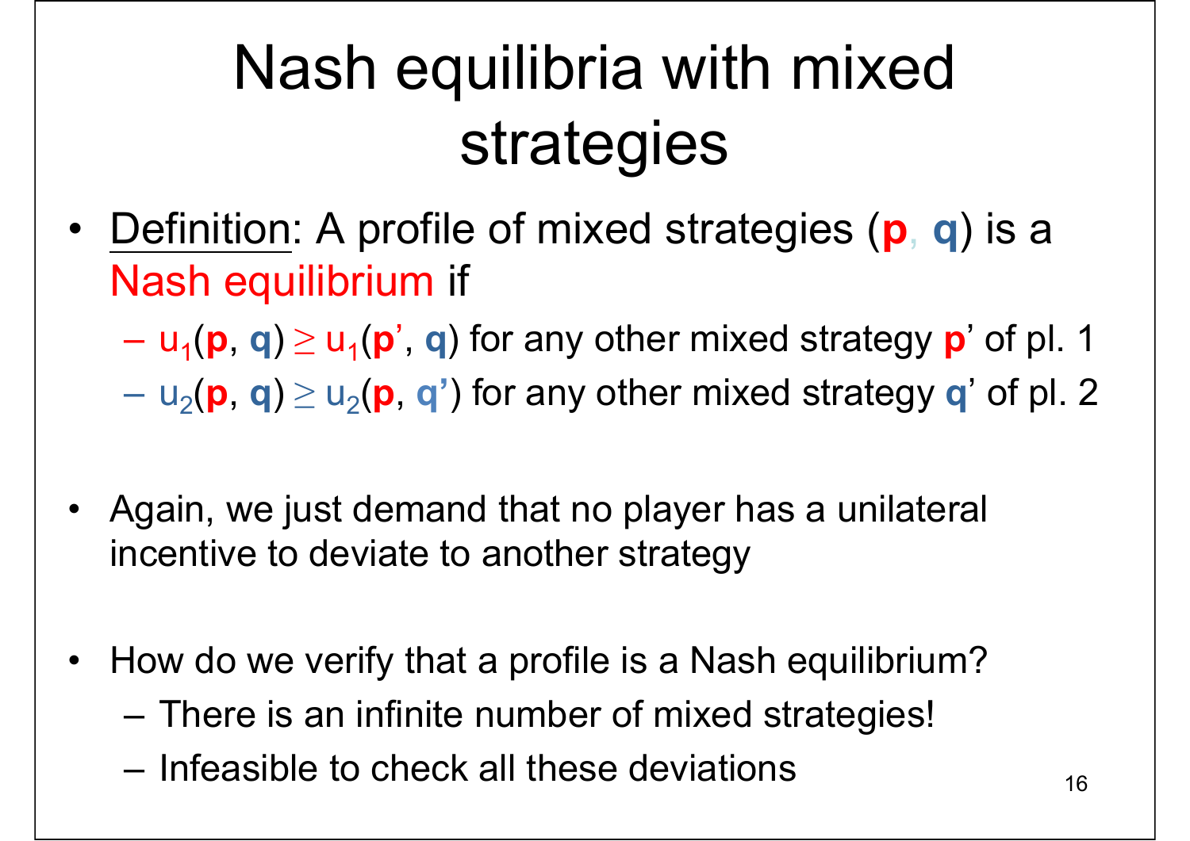# Nash equilibria with mixed strategies

- Definition: A profile of mixed strategies $(\mathbf{p}, \mathbf{q})$ is a Nash equilibrium if
  - $u_1(\mathbf{p}, \mathbf{q}) \geq u_1(\mathbf{p}', \mathbf{q})$ for any other mixed strategy $\mathbf{p}'$ of pl. 1
  - $u_2(\mathbf{p}, \mathbf{q}) \geq u_2(\mathbf{p}, \mathbf{q}')$ for any other mixed strategy $\mathbf{q}'$ of pl. 2

- Again, we just demand that no player has a unilateral incentive to deviate to another strategy

- How do we verify that a profile is a Nash equilibrium?
  - There is an infinite number of mixed strategies!
  - Infeasible to check all these deviations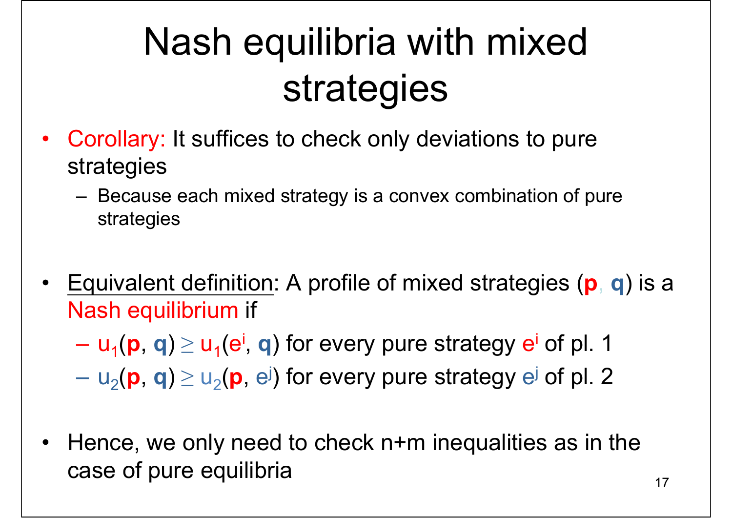# Nash equilibria with mixed strategies

- Corollary: It suffices to check only deviations to pure strategies
  - Because each mixed strategy is a convex combination of pure strategies

- Equivalent definition: A profile of mixed strategies $(\mathbf{p}, \mathbf{q})$ is a Nash equilibrium if
  - $u_1(\mathbf{p}, \mathbf{q}) \geq u_1(e^i, \mathbf{q})$ for every pure strategy $e^i$ of pl. 1
  - $u_2(\mathbf{p}, \mathbf{q}) \geq u_2(\mathbf{p}, e^j)$ for every pure strategy $e^j$ of pl. 2

- Hence, we only need to check n+m inequalities as in the case of pure equilibria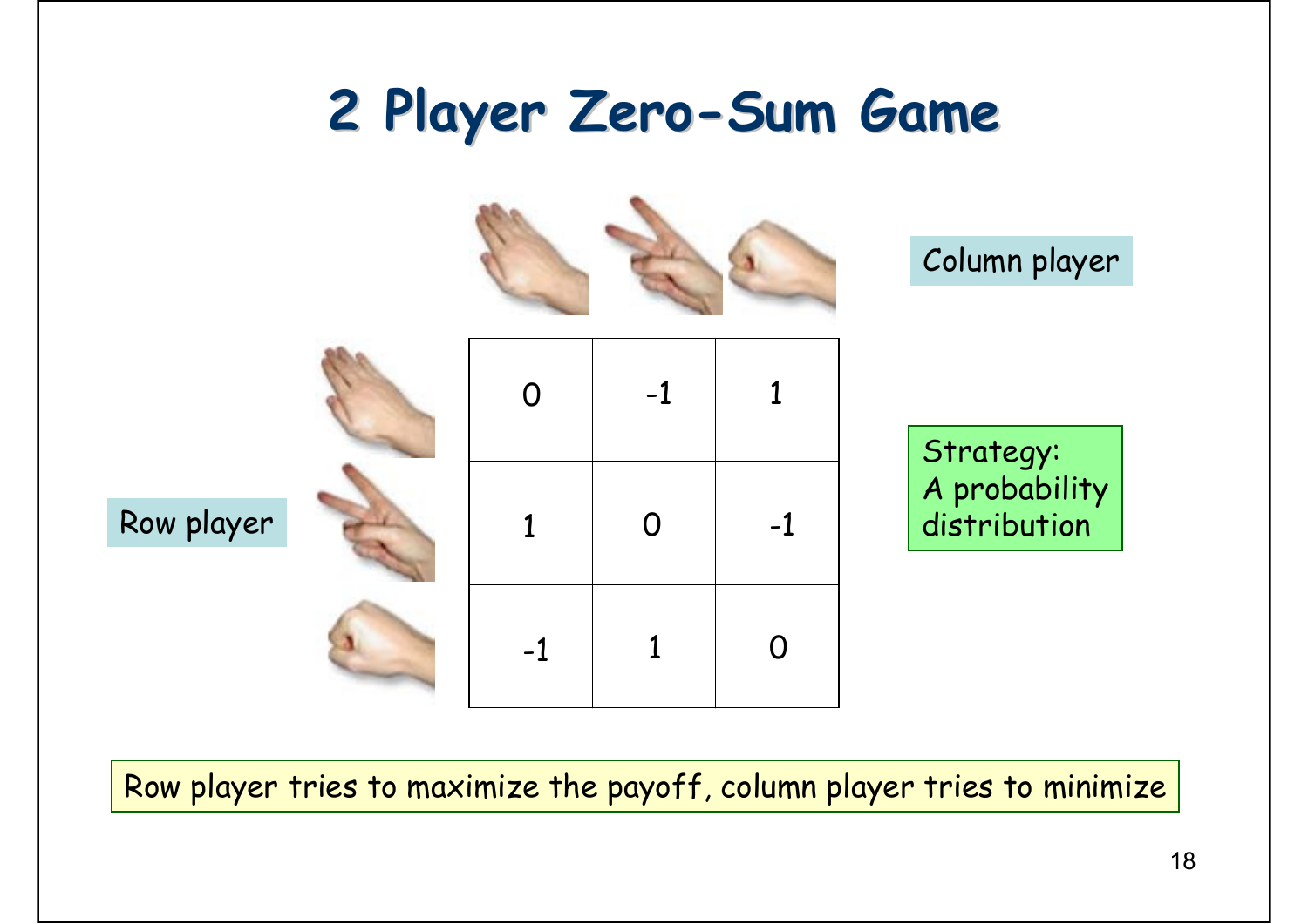# 2 Player Zero-Sum Game

Column player

| | Paper | Scissors | Rock |
|---|---|---|---|
| **Paper** | 0 | -1 | 1 |
| **Scissors** | 1 | 0 | -1 |
| **Rock** | -1 | 1 | 0 |

Row player

Strategy: A probability distribution

Row player tries to maximize the payoff, column player tries to minimize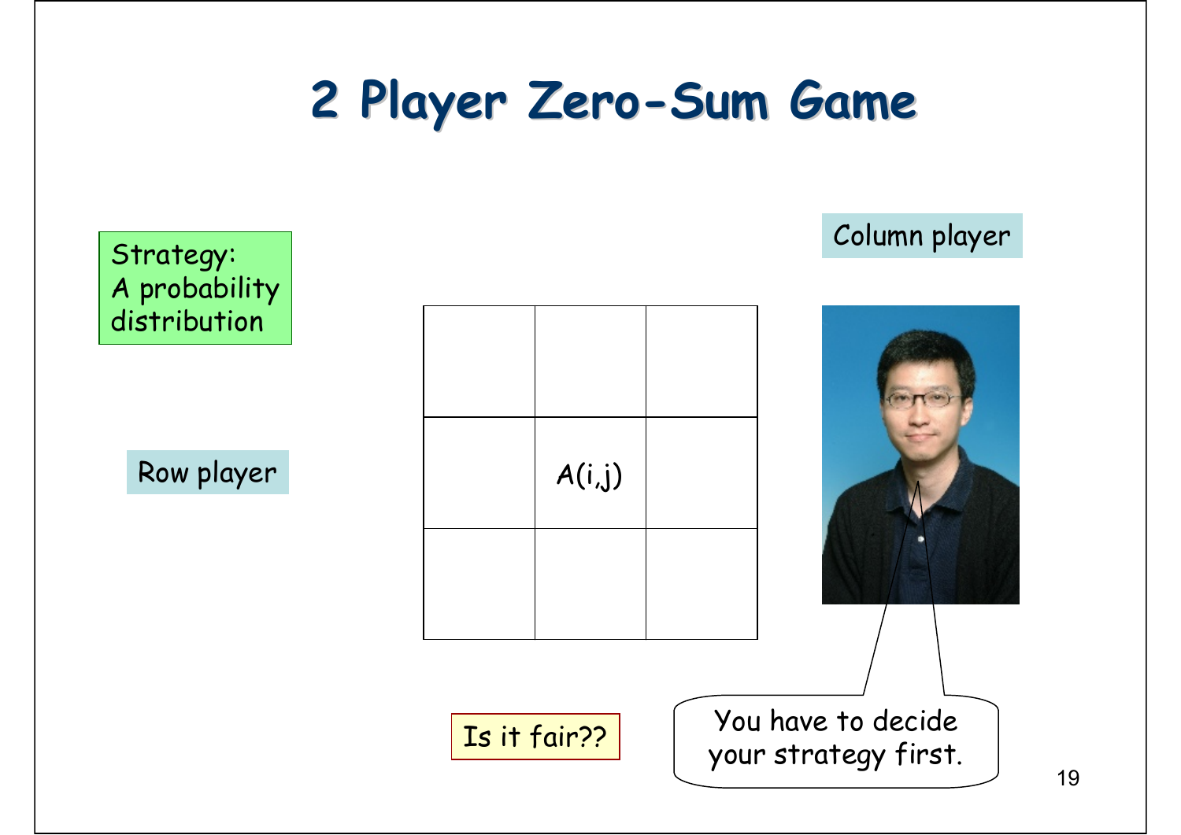# 2 Player Zero-Sum Game

Strategy:
A probability distribution

Column player

Row player

| | | |
|---|---|---|
| | | |
| | A(i,j) | |
| | | |

You have to decide your strategy first.

Is it fair??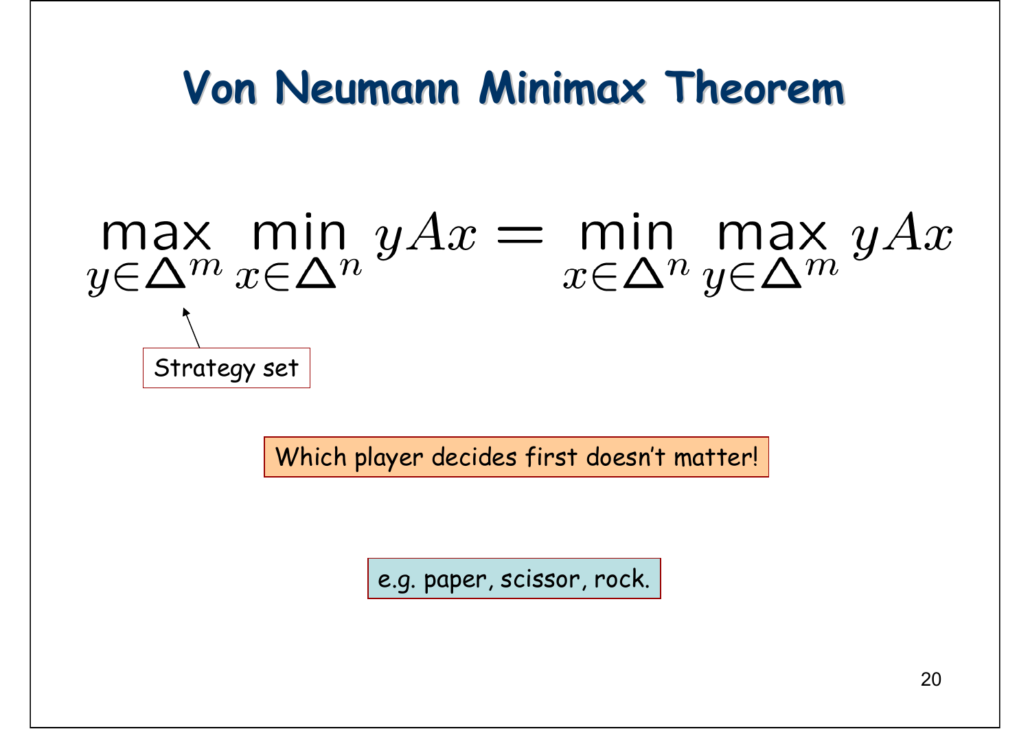# Von Neumann Minimax Theorem

$$\max_{y \in \Delta^m} \min_{x \in \Delta^n} yAx = \min_{x \in \Delta^n} \max_{y \in \Delta^m} yAx$$

Strategy set

Which player decides first doesn't matter!

e.g. paper, scissor, rock.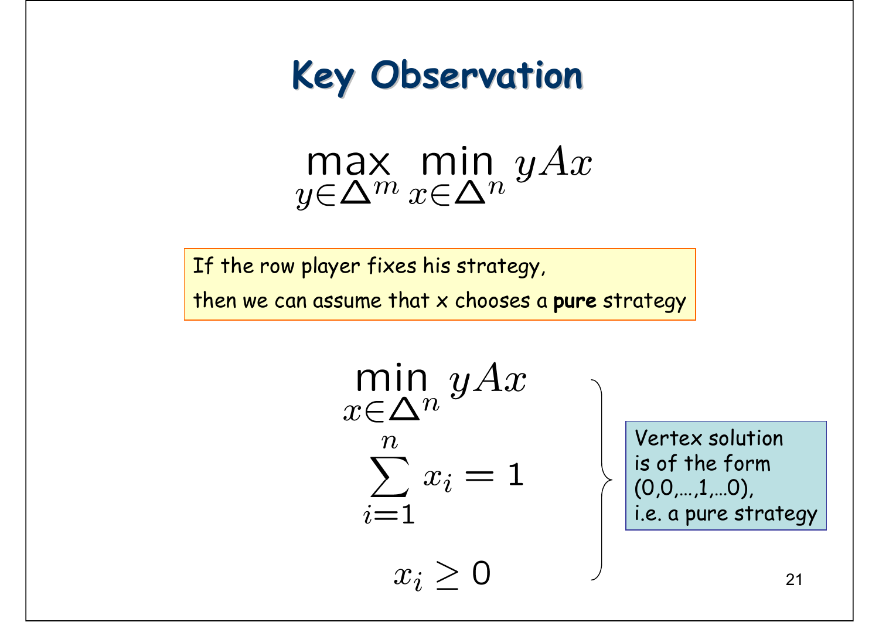# Key Observation

$$\max_{y \in \Delta^m} \min_{x \in \Delta^n} yAx$$

If the row player fixes his strategy,

then we can assume that x chooses a **pure** strategy

$$\min_{x \in \Delta^n} yAx$$

$$\sum_{i=1}^{n} x_i = 1$$

$$x_i \geq 0$$

Vertex solution is of the form (0,0,…,1,…0), i.e. a pure strategy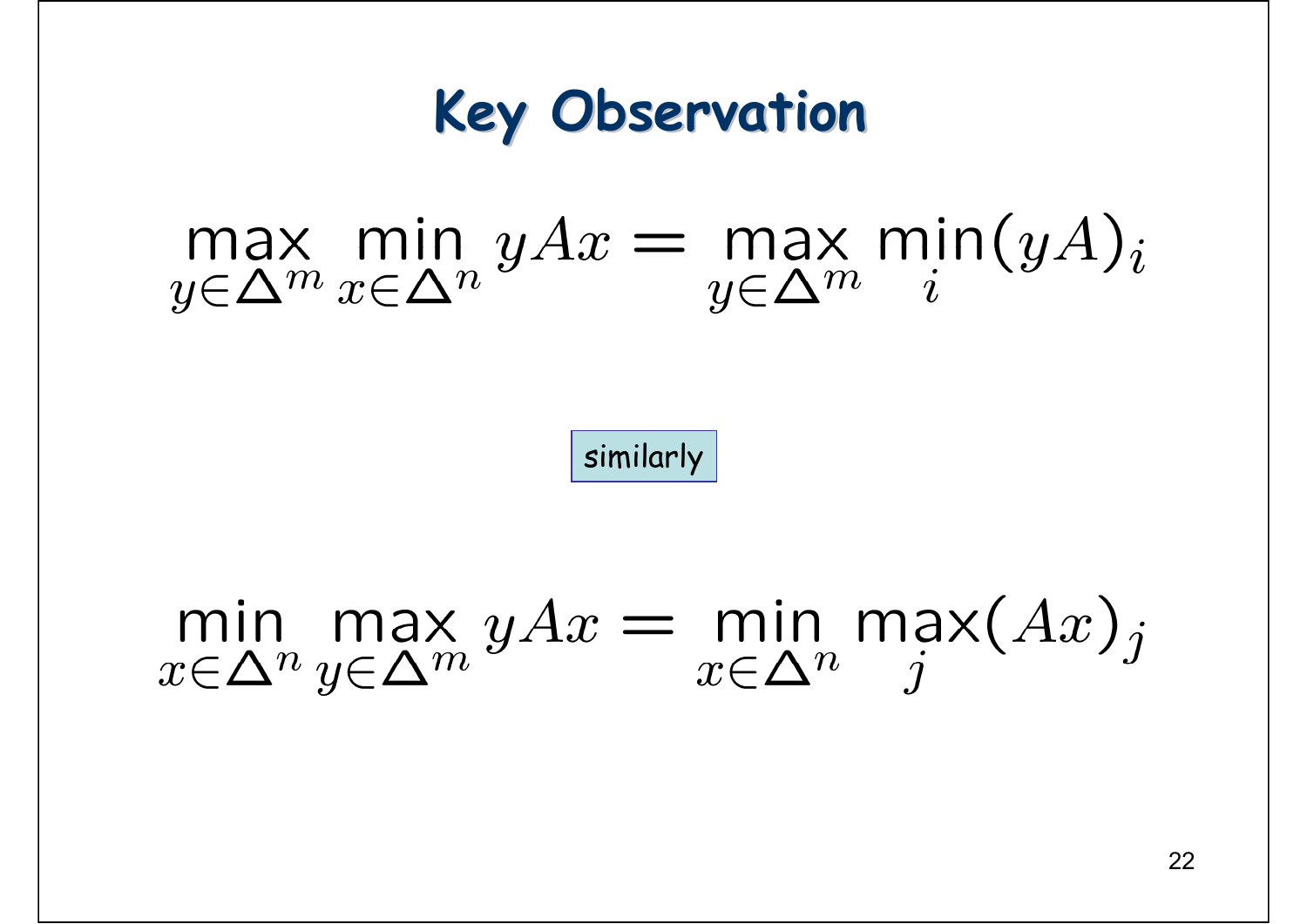# Key Observation

$$\max_{y \in \Delta^m} \min_{x \in \Delta^n} yAx = \max_{y \in \Delta^m} \min_i (yA)_i$$

similarly

$$\min_{x \in \Delta^n} \max_{y \in \Delta^m} yAx = \min_{x \in \Delta^n} \max_j (Ax)_j$$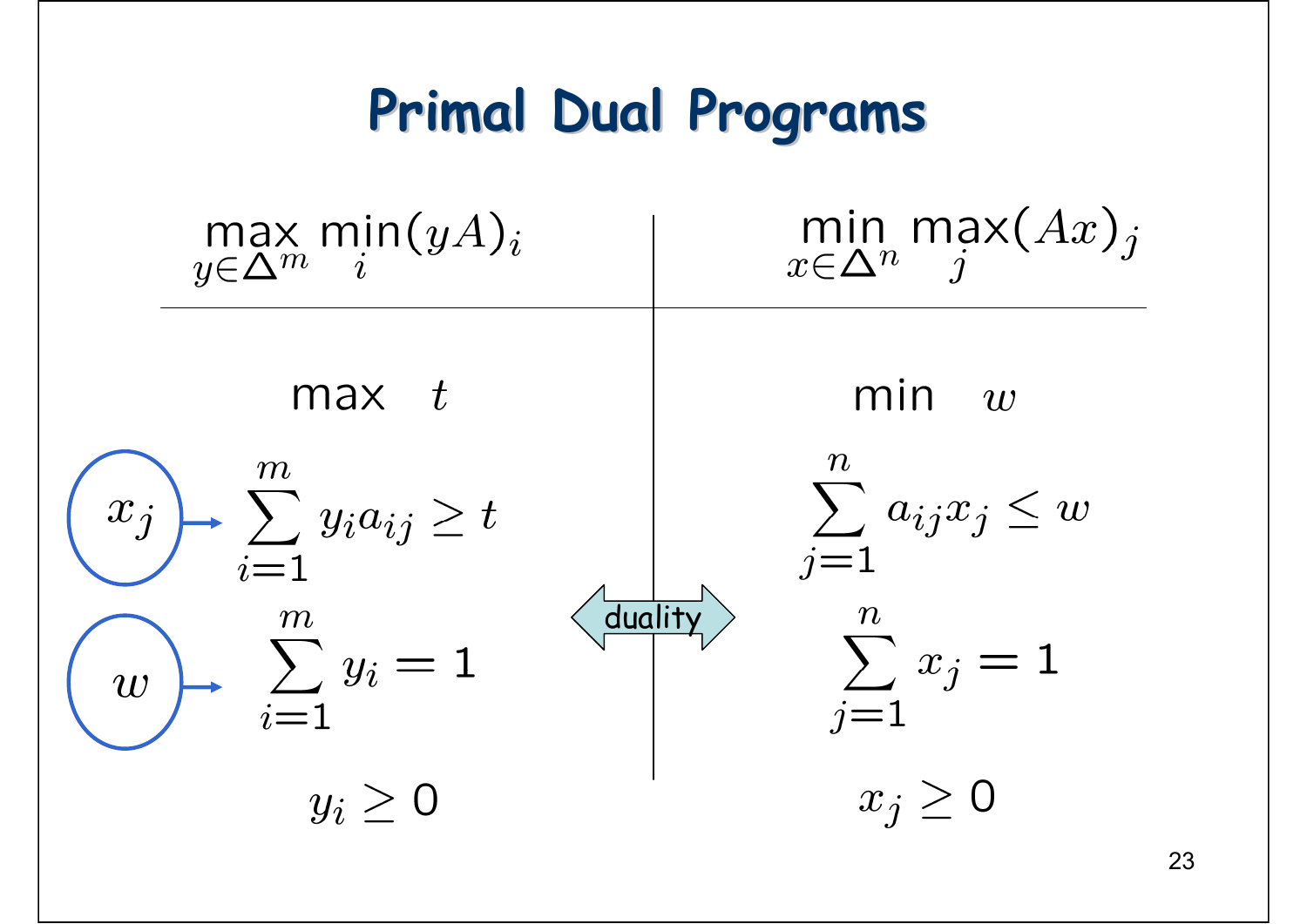# Primal Dual Programs

| $\max_{y \in \Delta^m} \min_i (yA)_i$ | $\min_{x \in \Delta^n} \max_j (Ax)_j$ |
|---|---|
| $\max \quad t$ | $\min \quad w$ |
| $x_j \rightarrow \sum_{i=1}^{m} y_i a_{ij} \geq t$ | $\sum_{j=1}^{n} a_{ij} x_j \leq w$ |
| $w \rightarrow \sum_{i=1}^{m} y_i = 1$ | $\sum_{j=1}^{n} x_j = 1$ |
| $y_i \geq 0$ | $x_j \geq 0$ |

duality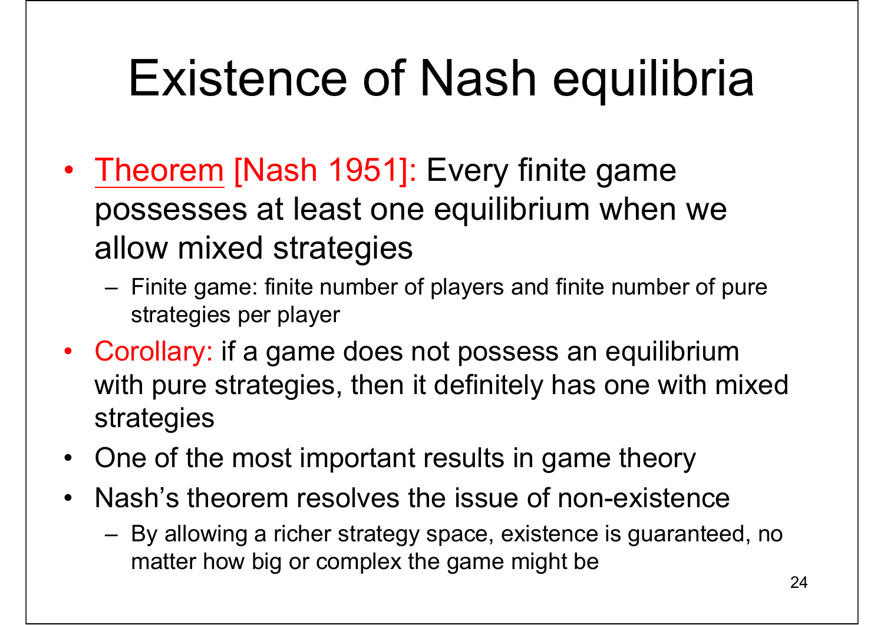# Existence of Nash equilibria

- Theorem [Nash 1951]: Every finite game possesses at least one equilibrium when we allow mixed strategies
  - Finite game: finite number of players and finite number of pure strategies per player
- Corollary: if a game does not possess an equilibrium with pure strategies, then it definitely has one with mixed strategies
- One of the most important results in game theory
- Nash's theorem resolves the issue of non-existence
  - By allowing a richer strategy space, existence is guaranteed, no matter how big or complex the game might be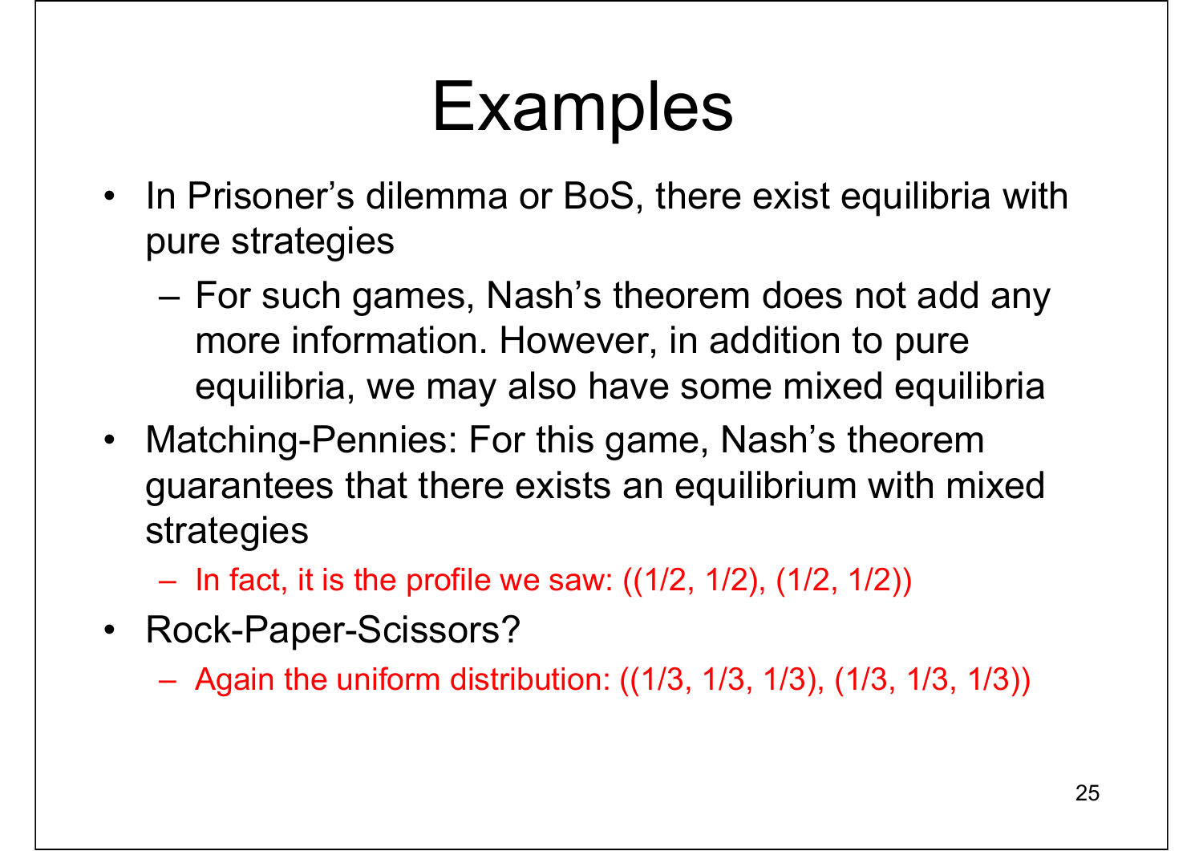# Examples

- In Prisoner's dilemma or BoS, there exist equilibria with pure strategies
  - For such games, Nash's theorem does not add any more information. However, in addition to pure equilibria, we may also have some mixed equilibria
- Matching-Pennies: For this game, Nash's theorem guarantees that there exists an equilibrium with mixed strategies
  - In fact, it is the profile we saw: ((1/2, 1/2), (1/2, 1/2))
- Rock-Paper-Scissors?
  - Again the uniform distribution: ((1/3, 1/3, 1/3), (1/3, 1/3, 1/3))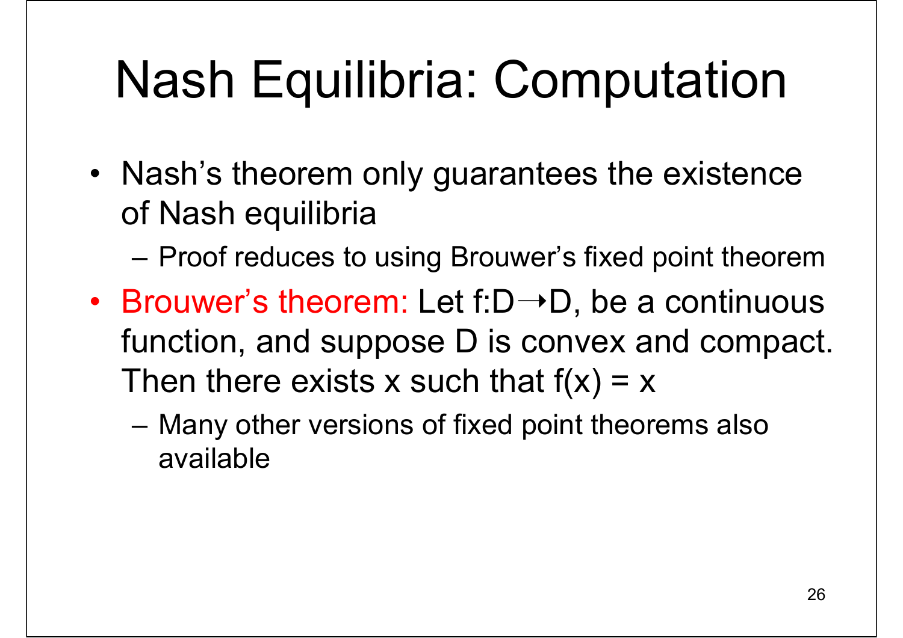# Nash Equilibria: Computation

- Nash's theorem only guarantees the existence of Nash equilibria
  - Proof reduces to using Brouwer's fixed point theorem
- Brouwer's theorem: Let $f{:}D \rightarrow D$, be a continuous function, and suppose D is convex and compact. Then there exists x such that $f(x) = x$
  - Many other versions of fixed point theorems also available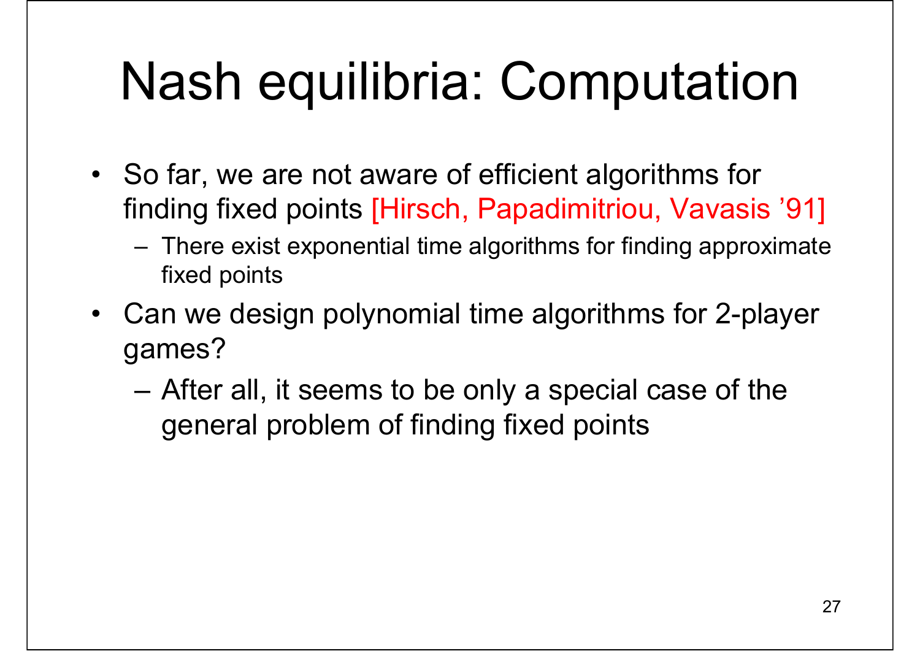# Nash equilibria: Computation

- So far, we are not aware of efficient algorithms for finding fixed points [Hirsch, Papadimitriou, Vavasis '91]
  - There exist exponential time algorithms for finding approximate fixed points
- Can we design polynomial time algorithms for 2-player games?
  - After all, it seems to be only a special case of the general problem of finding fixed points